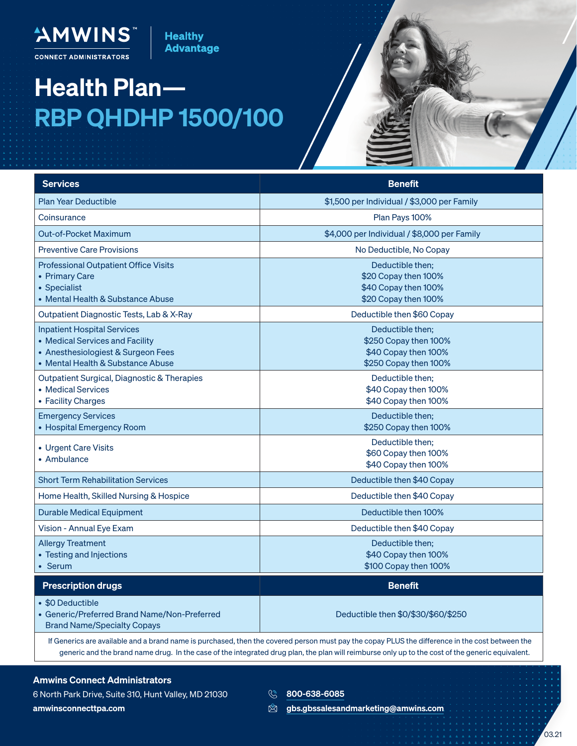AMWINS™
CONNECT ADMINISTRATORS

Healthy Advantage

# Health Plan— RBP QHDHP 1500/100

| Services | Benefit |
|---|---|
| Plan Year Deductible | $1,500 per Individual / $3,000 per Family |
| Coinsurance | Plan Pays 100% |
| Out-of-Pocket Maximum | $4,000 per Individual / $8,000 per Family |
| Preventive Care Provisions | No Deductible, No Copay |
| Professional Outpatient Office Visits<br>• Primary Care<br>• Specialist<br>• Mental Health & Substance Abuse | Deductible then;<br>$20 Copay then 100%<br>$40 Copay then 100%<br>$20 Copay then 100% |
| Outpatient Diagnostic Tests, Lab & X-Ray | Deductible then $60 Copay |
| Inpatient Hospital Services<br>• Medical Services and Facility<br>• Anesthesiologist & Surgeon Fees<br>• Mental Health & Substance Abuse | Deductible then;<br>$250 Copay then 100%<br>$40 Copay then 100%<br>$250 Copay then 100% |
| Outpatient Surgical, Diagnostic & Therapies<br>• Medical Services<br>• Facility Charges | Deductible then;<br>$40 Copay then 100%<br>$40 Copay then 100% |
| Emergency Services<br>• Hospital Emergency Room | Deductible then;<br>$250 Copay then 100% |
| • Urgent Care Visits<br>• Ambulance | Deductible then;<br>$60 Copay then 100%<br>$40 Copay then 100% |
| Short Term Rehabilitation Services | Deductible then $40 Copay |
| Home Health, Skilled Nursing & Hospice | Deductible then $40 Copay |
| Durable Medical Equipment | Deductible then 100% |
| Vision - Annual Eye Exam | Deductible then $40 Copay |
| Allergy Treatment<br>• Testing and Injections<br>• Serum | Deductible then;<br>$40 Copay then 100%<br>$100 Copay then 100% |

| Prescription drugs | Benefit |
|---|---|
| • $0 Deductible<br>• Generic/Preferred Brand Name/Non-Preferred Brand Name/Specialty Copays | Deductible then $0/$30/$60/$250 |

If Generics are available and a brand name is purchased, then the covered person must pay the copay PLUS the difference in the cost between the generic and the brand name drug. In the case of the integrated drug plan, the plan will reimburse only up to the cost of the generic equivalent.

**Amwins Connect Administrators**
6 North Park Drive, Suite 310, Hunt Valley, MD 21030
**amwinsconnecttpa.com**

800-638-6085
gbs.gbssalesandmarketing@amwins.com

03.21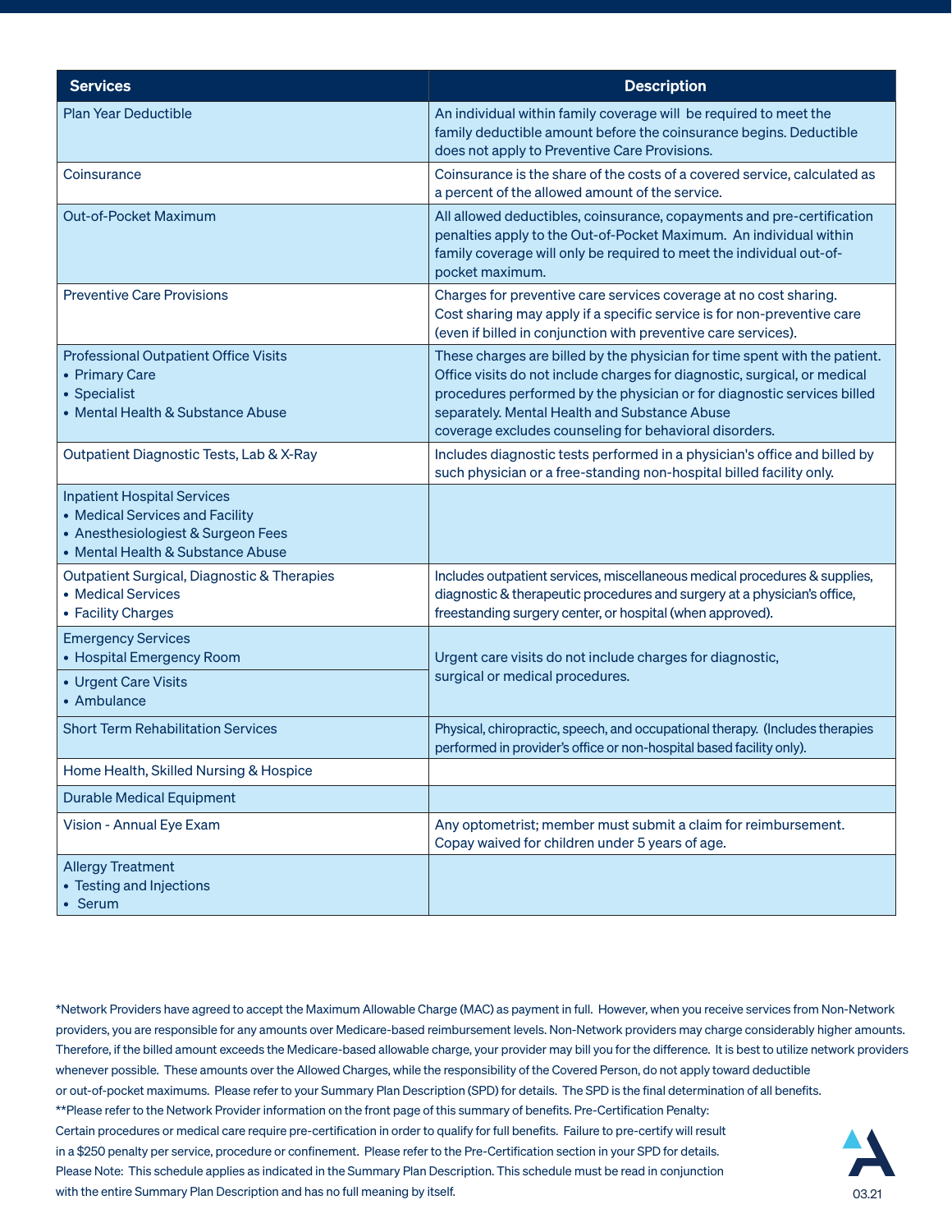| Services | Description |
|---|---|
| Plan Year Deductible | An individual within family coverage will be required to meet the family deductible amount before the coinsurance begins. Deductible does not apply to Preventive Care Provisions. |
| Coinsurance | Coinsurance is the share of the costs of a covered service, calculated as a percent of the allowed amount of the service. |
| Out-of-Pocket Maximum | All allowed deductibles, coinsurance, copayments and pre-certification penalties apply to the Out-of-Pocket Maximum. An individual within family coverage will only be required to meet the individual out-of-pocket maximum. |
| Preventive Care Provisions | Charges for preventive care services coverage at no cost sharing. Cost sharing may apply if a specific service is for non-preventive care (even if billed in conjunction with preventive care services). |
| Professional Outpatient Office Visits<br>• Primary Care<br>• Specialist<br>• Mental Health & Substance Abuse | These charges are billed by the physician for time spent with the patient. Office visits do not include charges for diagnostic, surgical, or medical procedures performed by the physician or for diagnostic services billed separately. Mental Health and Substance Abuse coverage excludes counseling for behavioral disorders. |
| Outpatient Diagnostic Tests, Lab & X-Ray | Includes diagnostic tests performed in a physician's office and billed by such physician or a free-standing non-hospital billed facility only. |
| Inpatient Hospital Services<br>• Medical Services and Facility<br>• Anesthesiologist & Surgeon Fees<br>• Mental Health & Substance Abuse | |
| Outpatient Surgical, Diagnostic & Therapies<br>• Medical Services<br>• Facility Charges | Includes outpatient services, miscellaneous medical procedures & supplies, diagnostic & therapeutic procedures and surgery at a physician's office, freestanding surgery center, or hospital (when approved). |
| Emergency Services<br>• Hospital Emergency Room | Urgent care visits do not include charges for diagnostic, surgical or medical procedures. |
| • Urgent Care Visits<br>• Ambulance | |
| Short Term Rehabilitation Services | Physical, chiropractic, speech, and occupational therapy. (Includes therapies performed in provider's office or non-hospital based facility only). |
| Home Health, Skilled Nursing & Hospice | |
| Durable Medical Equipment | |
| Vision - Annual Eye Exam | Any optometrist; member must submit a claim for reimbursement. Copay waived for children under 5 years of age. |
| Allergy Treatment<br>• Testing and Injections<br>• Serum | |

*Network Providers have agreed to accept the Maximum Allowable Charge (MAC) as payment in full. However, when you receive services from Non-Network providers, you are responsible for any amounts over Medicare-based reimbursement levels. Non-Network providers may charge considerably higher amounts. Therefore, if the billed amount exceeds the Medicare-based allowable charge, your provider may bill you for the difference. It is best to utilize network providers whenever possible. These amounts over the Allowed Charges, while the responsibility of the Covered Person, do not apply toward deductible or out-of-pocket maximums. Please refer to your Summary Plan Description (SPD) for details. The SPD is the final determination of all benefits.

**Please refer to the Network Provider information on the front page of this summary of benefits. Pre-Certification Penalty: Certain procedures or medical care require pre-certification in order to qualify for full benefits. Failure to pre-certify will result in a $250 penalty per service, procedure or confinement. Please refer to the Pre-Certification section in your SPD for details.

Please Note: This schedule applies as indicated in the Summary Plan Description. This schedule must be read in conjunction with the entire Summary Plan Description and has no full meaning by itself.

03.21